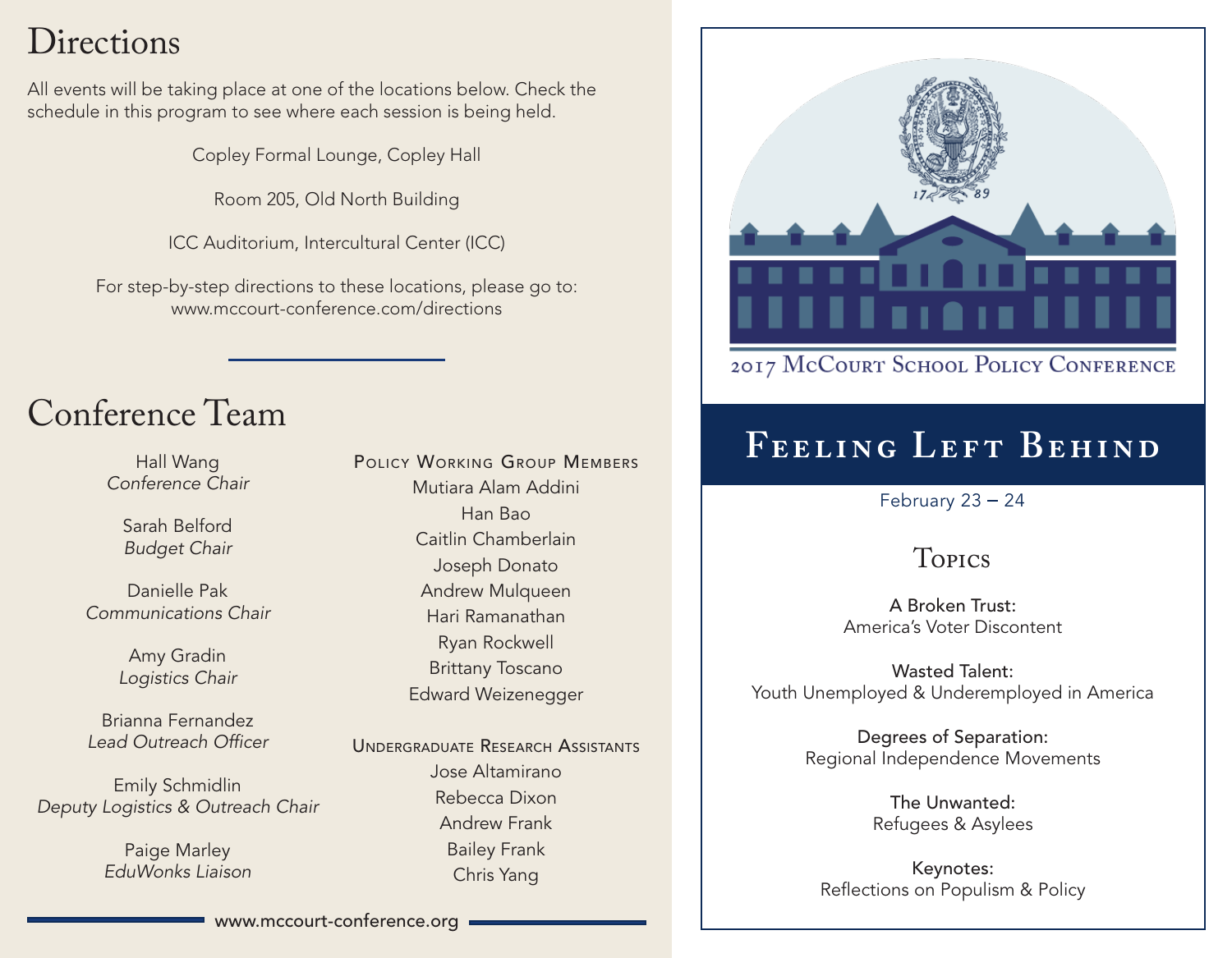# Directions

All events will be taking place at one of the locations below. Check the schedule in this program to see where each session is being held.

Copley Formal Lounge, Copley Hall

Room 205, Old North Building

ICC Auditorium, Intercultural Center (ICC)

For step-by-step directions to these locations, please go to:
www.mccourt-conference.com/directions

# Conference Team

Hall Wang
*Conference Chair*

Sarah Belford
*Budget Chair*

Danielle Pak
*Communications Chair*

Amy Gradin
*Logistics Chair*

Brianna Fernandez
*Lead Outreach Officer*

Emily Schmidlin
*Deputy Logistics & Outreach Chair*

Paige Marley
*EduWonks Liaison*

### Policy Working Group Members

Mutiara Alam Addini
Han Bao
Caitlin Chamberlain
Joseph Donato
Andrew Mulqueen
Hari Ramanathan
Ryan Rockwell
Brittany Toscano
Edward Weizenegger

### Undergraduate Research Assistants

Jose Altamirano
Rebecca Dixon
Andrew Frank
Bailey Frank
Chris Yang

www.mccourt-conference.org

2017 McCourt School Policy Conference

# Feeling Left Behind

February 23 – 24

## Topics

**A Broken Trust:**
America's Voter Discontent

**Wasted Talent:**
Youth Unemployed & Underemployed in America

**Degrees of Separation:**
Regional Independence Movements

**The Unwanted:**
Refugees & Asylees

**Keynotes:**
Reflections on Populism & Policy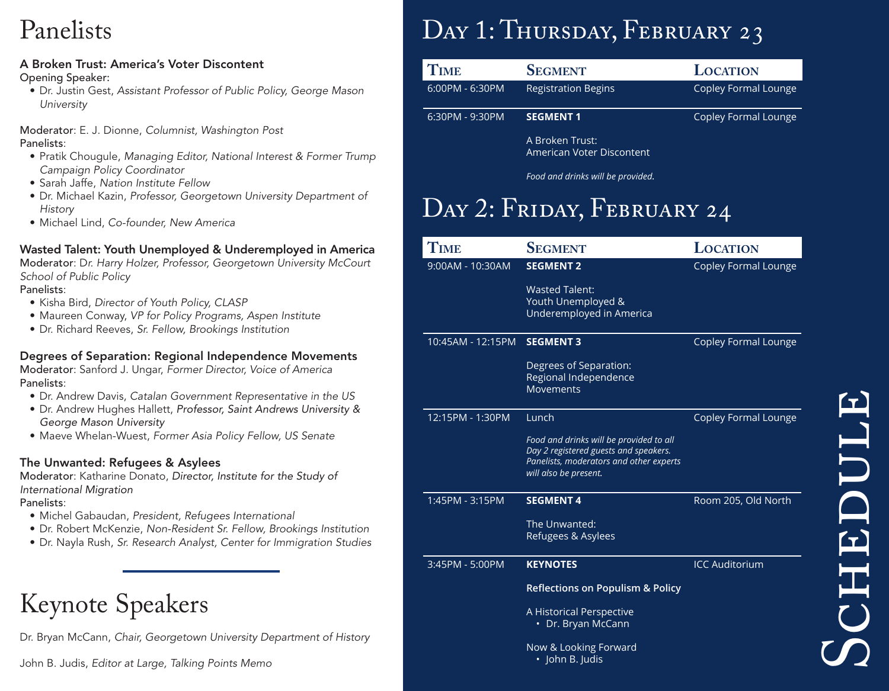# Panelists

### A Broken Trust: America's Voter Discontent

Opening Speaker:

- Dr. Justin Gest, *Assistant Professor of Public Policy, George Mason University*

Moderator: E. J. Dionne, *Columnist, Washington Post*

Panelists:

- Pratik Chougule, *Managing Editor, National Interest & Former Trump Campaign Policy Coordinator*
- Sarah Jaffe, *Nation Institute Fellow*
- Dr. Michael Kazin, *Professor, Georgetown University Department of History*
- Michael Lind, *Co-founder, New America*

### Wasted Talent: Youth Unemployed & Underemployed in America

Moderator: Dr. *Harry Holzer, Professor, Georgetown University McCourt School of Public Policy*

Panelists:

- Kisha Bird, *Director of Youth Policy, CLASP*
- Maureen Conway, *VP for Policy Programs, Aspen Institute*
- Dr. Richard Reeves, *Sr. Fellow, Brookings Institution*

### Degrees of Separation: Regional Independence Movements

Moderator: Sanford J. Ungar, *Former Director, Voice of America*

Panelists:

- Dr. Andrew Davis, *Catalan Government Representative in the US*
- Dr. Andrew Hughes Hallett, *Professor, Saint Andrews University & George Mason University*
- Maeve Whelan-Wuest, *Former Asia Policy Fellow, US Senate*

### The Unwanted: Refugees & Asylees

Moderator: Katharine Donato, *Director, Institute for the Study of International Migration*

Panelists:

- Michel Gabaudan, *President, Refugees International*
- Dr. Robert McKenzie, *Non-Resident Sr. Fellow, Brookings Institution*
- Dr. Nayla Rush, *Sr. Research Analyst, Center for Immigration Studies*

# Keynote Speakers

Dr. Bryan McCann, *Chair, Georgetown University Department of History*

John B. Judis, *Editor at Large, Talking Points Memo*

# Schedule

## Day 1: Thursday, February 23

| Time | Segment | Location |
| --- | --- | --- |
| 6:00PM - 6:30PM | Registration Begins | Copley Formal Lounge |
| 6:30PM - 9:30PM | **SEGMENT 1**<br>A Broken Trust: American Voter Discontent<br>*Food and drinks will be provided.* | Copley Formal Lounge |

## Day 2: Friday, February 24

| Time | Segment | Location |
| --- | --- | --- |
| 9:00AM - 10:30AM | **SEGMENT 2**<br>Wasted Talent: Youth Unemployed & Underemployed in America | Copley Formal Lounge |
| 10:45AM - 12:15PM | **SEGMENT 3**<br>Degrees of Separation: Regional Independence Movements | Copley Formal Lounge |
| 12:15PM - 1:30PM | Lunch<br>*Food and drinks will be provided to all Day 2 registered guests and speakers. Panelists, moderators and other experts will also be present.* | Copley Formal Lounge |
| 1:45PM - 3:15PM | **SEGMENT 4**<br>The Unwanted: Refugees & Asylees | Room 205, Old North |
| 3:45PM - 5:00PM | **KEYNOTES**<br>**Reflections on Populism & Policy**<br>A Historical Perspective<br>• Dr. Bryan McCann<br>Now & Looking Forward<br>• John B. Judis | ICC Auditorium |